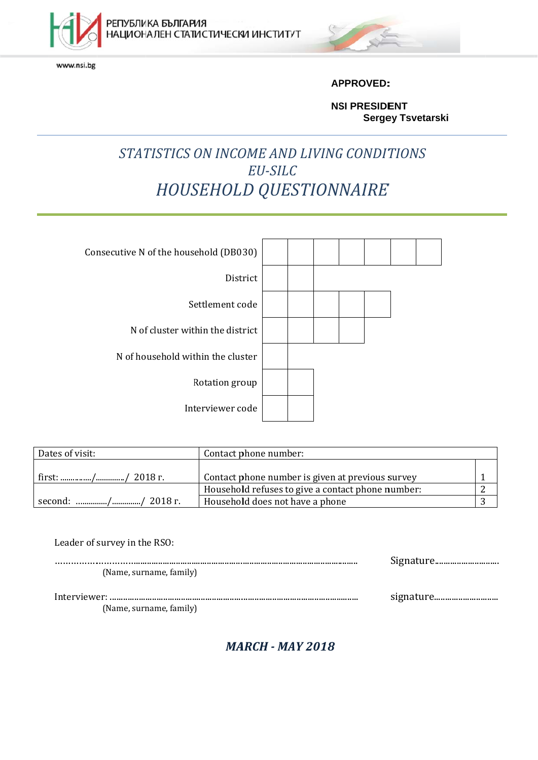РЕПУБЛИКА БЪЛГАРИЯ
НАЦИОНАЛЕН СТАТИСТИЧЕСКИ ИНСТИТУТ

www.nsi.bg

**APPROVED:**

**NSI PRESIDENT**
**Sergey Tsvetarski**

# *STATISTICS ON INCOME AND LIVING CONDITIONS EU-SILC*

# *HOUSEHOLD QUESTIONNAIRE*

| | | | | | | | |
|---|---|---|---|---|---|---|---|
| Consecutive N of the household (DB030) | | | | | | | |
| District | | | | | | | |
| Settlement code | | | | | | | |
| N of cluster within the district | | | | | | | |
| N of household within the cluster | | | | | | | |
| Rotation group | | | | | | | |
| Interviewer code | | | | | | | |

| Dates of visit: | Contact phone number: | |
|---|---|---|
| first: ................/............../ 2018 г. | Contact phone number is given at previous survey | 1 |
| | Household refuses to give a contact phone number: | 2 |
| second: ............../............../ 2018 г. | Household does not have a phone | 3 |

Leader of survey in the RSO:

............................................................................................................ Signature.............................
(Name, surname, family)

Interviewer: ........................................................................................................ signature.............................
(Name, surname, family)

***MARCH - MAY 2018***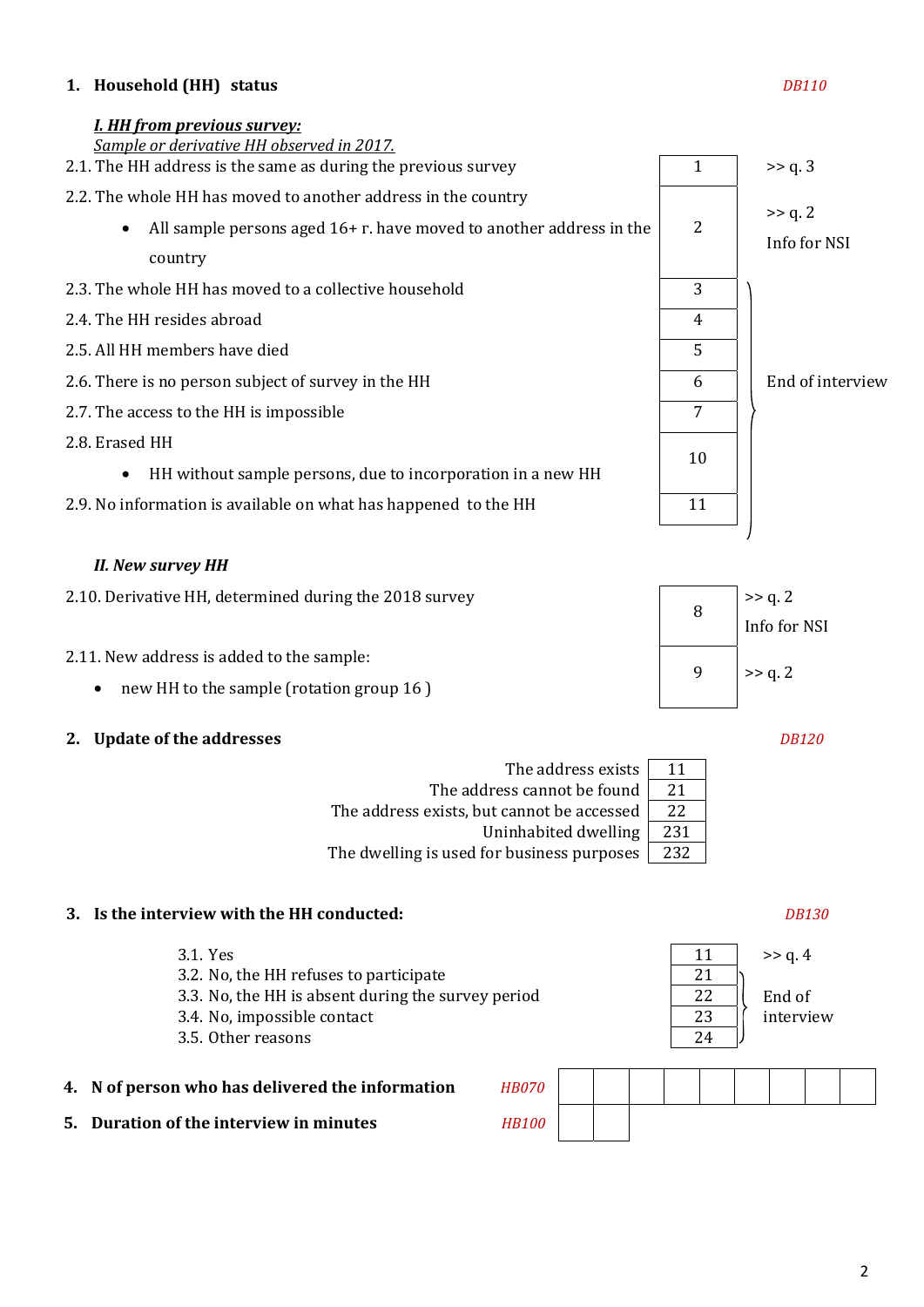## 1. Household (HH) status

*DB110*

***I. HH from previous survey:***

*Sample or derivative HH observed in 2017.*

| | Code | |
|---|---|---|
| 2.1. The HH address is the same as during the previous survey | 1 | >> q. 3 |
| 2.2. The whole HH has moved to another address in the country<br>• All sample persons aged 16+ r. have moved to another address in the country | 2 | >> q. 2<br>Info for NSI |
| 2.3. The whole HH has moved to a collective household | 3 | End of interview |
| 2.4. The HH resides abroad | 4 | End of interview |
| 2.5. All HH members have died | 5 | End of interview |
| 2.6. There is no person subject of survey in the HH | 6 | End of interview |
| 2.7. The access to the HH is impossible | 7 | End of interview |
| 2.8. Erased HH<br>• HH without sample persons, due to incorporation in a new HH | 10 | End of interview |
| 2.9. No information is available on what has happened to the HH | 11 | End of interview |

***II. New survey HH***

| | Code | |
|---|---|---|
| 2.10. Derivative HH, determined during the 2018 survey | 8 | >> q. 2<br>Info for NSI |
| 2.11. New address is added to the sample:<br>• new HH to the sample (rotation group 16 ) | 9 | >> q. 2 |

## 2. Update of the addresses

*DB120*

| | Code |
|---|---|
| The address exists | 11 |
| The address cannot be found | 21 |
| The address exists, but cannot be accessed | 22 |
| Uninhabited dwelling | 231 |
| The dwelling is used for business purposes | 232 |

## 3. Is the interview with the HH conducted:

*DB130*

| | Code | |
|---|---|---|
| 3.1. Yes | 11 | >> q. 4 |
| 3.2. No, the HH refuses to participate | 21 | End of interview |
| 3.3. No, the HH is absent during the survey period | 22 | End of interview |
| 3.4. No, impossible contact | 23 | End of interview |
| 3.5. Other reasons | 24 | End of interview |

**4. N of person who has delivered the information** *HB070* | | | | | | | | | |

**5. Duration of the interview in minutes** *HB100* | | |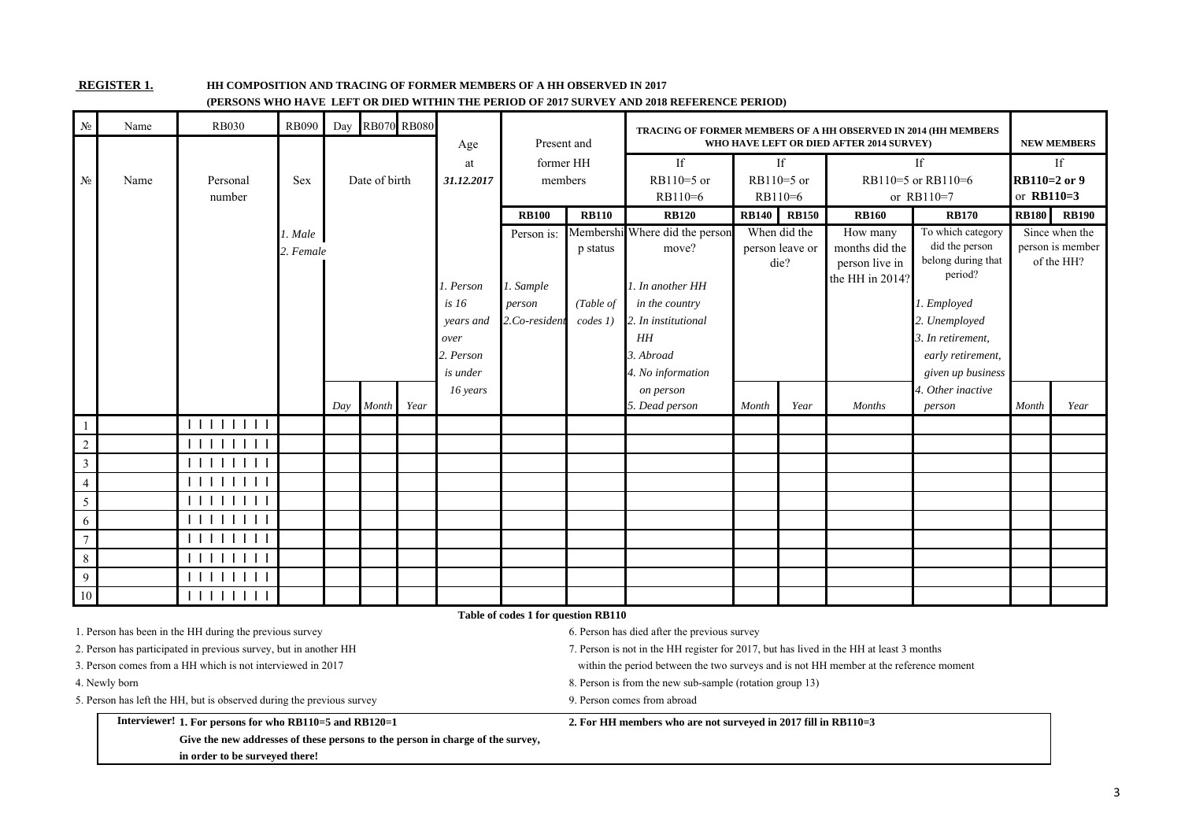**REGISTER 1.** **HH COMPOSITION AND TRACING OF FORMER MEMBERS OF A HH OBSERVED IN 2017**
**(PERSONS WHO HAVE LEFT OR DIED WITHIN THE PERIOD OF 2017 SURVEY AND 2018 REFERENCE PERIOD)**

| № | Name | RB030 | RB090 | Day | RB070 | RB080 | Age | Present and | | TRACING OF FORMER MEMBERS OF A HH OBSERVED IN 2014 (HH MEMBERS WHO HAVE LEFT OR DIED AFTER 2014 SURVEY) | | | | | NEW MEMBERS | |
|---|---|---|---|---|---|---|---|---|---|---|---|---|---|---|---|---|
| № | Name | Personal number | Sex | Date of birth | | | at 31.12.2017 | former HH members | | If RB110=5 or RB110=6 | If RB110=5 or RB110=6 | | If RB110=5 or RB110=6 or RB110=7 | | If RB110=2 or 9 or RB110=3 | |
| | | | | | | | | RB100 | RB110 | RB120 | RB140 | RB150 | RB160 | RB170 | RB180 | RB190 |
| | | | *1. Male* *2. Female* | | | | *1. Person is 16 years and over* *2. Person is under 16 years* | Person is: *1. Sample person* *2.Co-resident* | Membership status *(Table of codes 1)* | Where did the person move? *1. In another HH in the country* *2. In institutional HH* *3. Abroad* *4. No information on person* *5. Dead person* | When did the person leave or die? | | How many months did the person live in the HH in 2014? | To which category did the person belong during that period? *1. Employed* *2. Unemployed* *3. In retirement, early retirement, given up business* *4. Other inactive person* | Since when the person is member of the HH? | |
| | | | | *Day* | *Month* | *Year* | | | | | *Month* | *Year* | *Months* | | *Month* | *Year* |
| 1 | | I I I I I I I I | | | | | | | | | | | | | | |
| 2 | | I I I I I I I I | | | | | | | | | | | | | | |
| 3 | | I I I I I I I I | | | | | | | | | | | | | | |
| 4 | | I I I I I I I I | | | | | | | | | | | | | | |
| 5 | | I I I I I I I I | | | | | | | | | | | | | | |
| 6 | | I I I I I I I I | | | | | | | | | | | | | | |
| 7 | | I I I I I I I I | | | | | | | | | | | | | | |
| 8 | | I I I I I I I I | | | | | | | | | | | | | | |
| 9 | | I I I I I I I I | | | | | | | | | | | | | | |
| 10 | | I I I I I I I I | | | | | | | | | | | | | | |

**Table of codes 1 for question RB110**

1. Person has been in the HH during the previous survey
2. Person has participated in previous survey, but in another HH
3. Person comes from a HH which is not interviewed in 2017
4. Newly born
5. Person has left the HH, but is observed during the previous survey
6. Person has died after the previous survey
7. Person is not in the HH register for 2017, but has lived in the HH at least 3 months within the period between the two surveys and is not HH member at the reference moment
8. Person is from the new sub-sample (rotation group 13)
9. Person comes from abroad

**Interviewer! 1. For persons for who RB110=5 and RB120=1**
**Give the new addresses of these persons to the person in charge of the survey, in order to be surveyed there!**

**2. For HH members who are not surveyed in 2017 fill in RB110=3**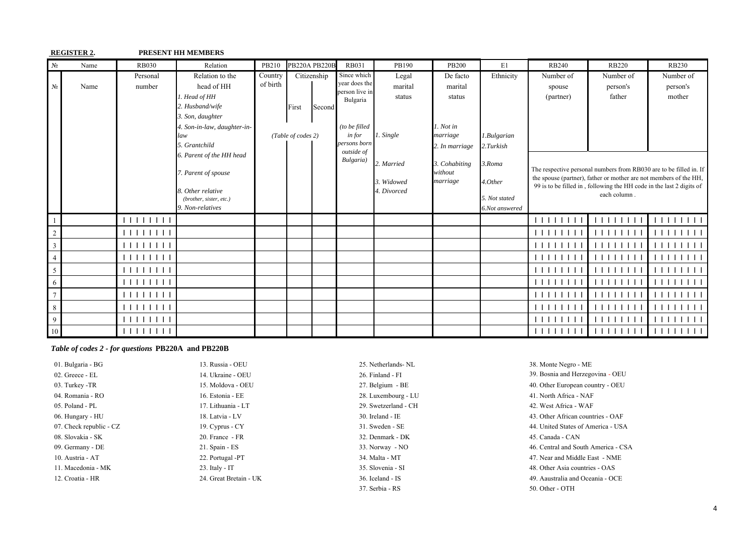**REGISTER 2.** **PRESENT HH MEMBERS**

| № | Name | RB030 | Relation | PB210 | PB220A | PB220B | RB031 | PB190 | PB200 | E1 | RB240 | RB220 | RB230 |
|---|---|---|---|---|---|---|---|---|---|---|---|---|---|
| № | Name | Personal number | Relation to the head of HH<br>*1. Head of HH*<br>*2. Husband/wife*<br>*3. Son, daughter*<br>*4. Son-in-law, daughter-in-law*<br>*5. Grantchild*<br>*6. Parent of the HH head*<br>*7. Parent of spouse*<br>*8. Other relative (brother, sister, etc.)*<br>*9. Non-relatives* | Country of birth | Citizenship<br>First<br>*(Table of codes 2)* | Second | Since which year does the person live in Bulgaria<br>*(to be filled in for persons born outside of Bulgaria)* | Legal marital status<br>*1. Single*<br>*2. Married*<br>*3. Widowed*<br>*4. Divorced* | De facto marital status<br>*1. Not in marriage*<br>*2. In marriage*<br>*3. Cohabiting without marriage* | Ethnicity<br>*1.Bulgarian*<br>*2.Turkish*<br>*3.Roma*<br>*4.Other*<br>*5. Not stated*<br>*6.Not answered* | Number of spouse (partner) | Number of person's father | Number of person's mother |
| | | | | | | | | | | | The respective personal numbers from RB030 are to be filled in. If the spouse (partner), father or mother are not members of the HH, 99 is to be filled in , following the HH code in the last 2 digits of each column . | | |
| 1 | | I I I I I I I I | | | | | | | | | I I I I I I I I | I I I I I I I I | I I I I I I I I |
| 2 | | I I I I I I I I | | | | | | | | | I I I I I I I I | I I I I I I I I | I I I I I I I I |
| 3 | | I I I I I I I I | | | | | | | | | I I I I I I I I | I I I I I I I I | I I I I I I I I |
| 4 | | I I I I I I I I | | | | | | | | | I I I I I I I I | I I I I I I I I | I I I I I I I I |
| 5 | | I I I I I I I I | | | | | | | | | I I I I I I I I | I I I I I I I I | I I I I I I I I |
| 6 | | I I I I I I I I | | | | | | | | | I I I I I I I I | I I I I I I I I | I I I I I I I I |
| 7 | | I I I I I I I I | | | | | | | | | I I I I I I I I | I I I I I I I I | I I I I I I I I |
| 8 | | I I I I I I I I | | | | | | | | | I I I I I I I I | I I I I I I I I | I I I I I I I I |
| 9 | | I I I I I I I I | | | | | | | | | I I I I I I I I | I I I I I I I I | I I I I I I I I |
| 10 | | I I I I I I I I | | | | | | | | | I I I I I I I I | I I I I I I I I | I I I I I I I I |

***Table of codes 2 - for questions* PB220A and PB220B**

01. Bulgaria - BG
02. Greece - EL
03. Turkey -TR
04. Romania - RO
05. Poland - PL
06. Hungary - HU
07. Check republic - CZ
08. Slovakia - SK
09. Germany - DE
10. Austria - AT
11. Macedonia - MK
12. Croatia - HR
13. Russia - OEU
14. Ukraine - OEU
15. Moldova - OEU
16. Estonia - EE
17. Lithuania - LT
18. Latvia - LV
19. Cyprus - CY
20. France - FR
21. Spain - ES
22. Portugal -PT
23. Italy - IT
24. Great Bretain - UK
25. Netherlands- NL
26. Finland - FI
27. Belgium - BE
28. Luxembourg - LU
29. Swetzerland - CH
30. Ireland - IE
31. Sweden - SE
32. Denmark - DK
33. Norway - NO
34. Malta - MT
35. Slovenia - SI
36. Iceland - IS
37. Serbia - RS
38. Monte Negro - ME
39. Bosnia and Herzegovina - OEU
40. Other European country - OEU
41. North Africa - NAF
42. West Africa - WAF
43. Other African countries - OAF
44. United States of America - USA
45. Canada - CAN
46. Central and South America - CSA
47. Near and Middle East - NME
48. Other Asia countries - OAS
49. Aaustralia and Oceania - OCE
50. Other - OTH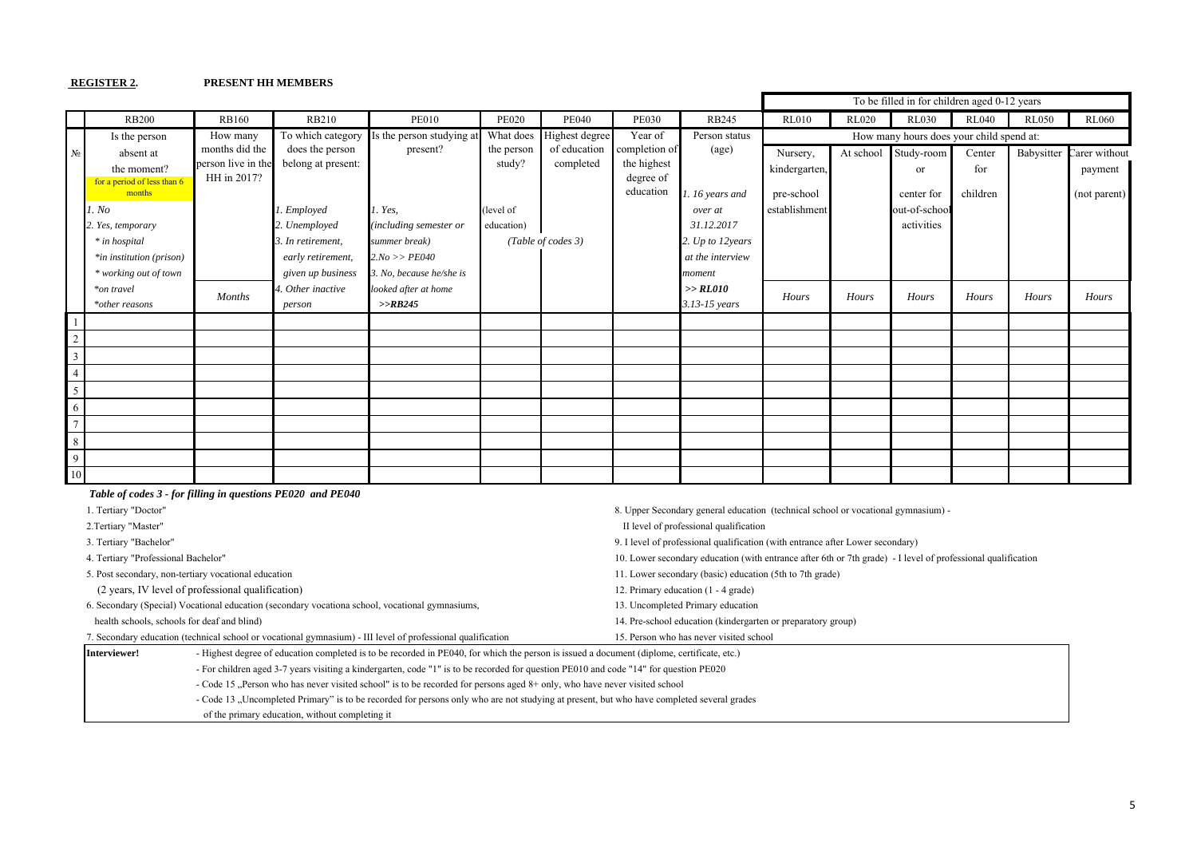**REGISTER 2.** **PRESENT HH MEMBERS**

| № | RB200 | RB160 | RB210 | PE010 | PE020 | PE040 | PE030 | RB245 | RL010 | RL020 | RL030 | RL040 | RL050 | RL060 |
|---|---|---|---|---|---|---|---|---|---|---|---|---|---|---|
| | | | | | | | | | To be filled in for children aged 0-12 years | | | | | |
| | Is the person absent at the moment? for a period of less than 6 months | How many months did the person live in the HH in 2017? | To which category does the person belong at present: | Is the person studying at present? | What does the person study? | Highest degree of education completed | Year of completion of the highest degree of education | Person status (age) | How many hours does your child spend at: | | | | | |
| | | | | | | | | | Nursery, kindergarten, pre-school establishment | At school | Study-room or center for out-of-school activities | Center for children | Babysitter | Carer without payment (not parent) |
| | *1. No* <br> *2. Yes, temporary* <br> *\* in hospital* <br> *\*in institution (prison)* <br> *\* working out of town* <br> *\*on travel* <br> *\*other reasons* | *Months* | *1. Employed* <br> *2. Unemployed* <br> *3. In retirement, early retirement, given up business* <br> *4. Other inactive person* | *1. Yes, (including semester or summer break)* <br> *2.No >> PE040* <br> *3. No, because he/she is looked after at home* <br> ***>>RB245*** | (level of education) | *(Table of codes 3)* | | *1. 16 years and over at 31.12.2017* <br> *2. Up to 12years at the interview moment* <br> ***>> RL010*** <br> *3.13-15 years* | *Hours* | *Hours* | *Hours* | *Hours* | *Hours* | *Hours* |
| 1 | | | | | | | | | | | | | | |
| 2 | | | | | | | | | | | | | | |
| 3 | | | | | | | | | | | | | | |
| 4 | | | | | | | | | | | | | | |
| 5 | | | | | | | | | | | | | | |
| 6 | | | | | | | | | | | | | | |
| 7 | | | | | | | | | | | | | | |
| 8 | | | | | | | | | | | | | | |
| 9 | | | | | | | | | | | | | | |
| 10 | | | | | | | | | | | | | | |

***Table of codes 3 - for filling in questions PE020 and PE040***

1. Tertiary "Doctor"
2. Tertiary "Master"
3. Tertiary "Bachelor"
4. Tertiary "Professional Bachelor"
5. Post secondary, non-tertiary vocational education (2 years, IV level of professional qualification)
6. Secondary (Special) Vocational education (secondary vocationa school, vocational gymnasiums, health schools, schools for deaf and blind)
7. Secondary education (technical school or vocational gymnasium) - III level of professional qualification
8. Upper Secondary general education (technical school or vocational gymnasium) - II level of professional qualification
9. I level of professional qualification (with entrance after Lower secondary)
10. Lower secondary education (with entrance after 6th or 7th grade) - I level of professional qualification
11. Lower secondary (basic) education (5th to 7th grade)
12. Primary education (1 - 4 grade)
13. Uncompleted Primary education
14. Pre-school education (kindergarten or preparatory group)
15. Person who has never visited school

**Interviewer!**

- Highest degree of education completed is to be recorded in PE040, for which the person is issued a document (diplome, certificate, etc.)
- For children aged 3-7 years visiting a kindergarten, code "1" is to be recorded for question PE010 and code "14" for question PE020
- Code 15 „Person who has never visited school" is to be recorded for persons aged 8+ only, who have never visited school
- Code 13 „Uncompleted Primary" is to be recorded for persons only who are not studying at present, but who have completed several grades of the primary education, without completing it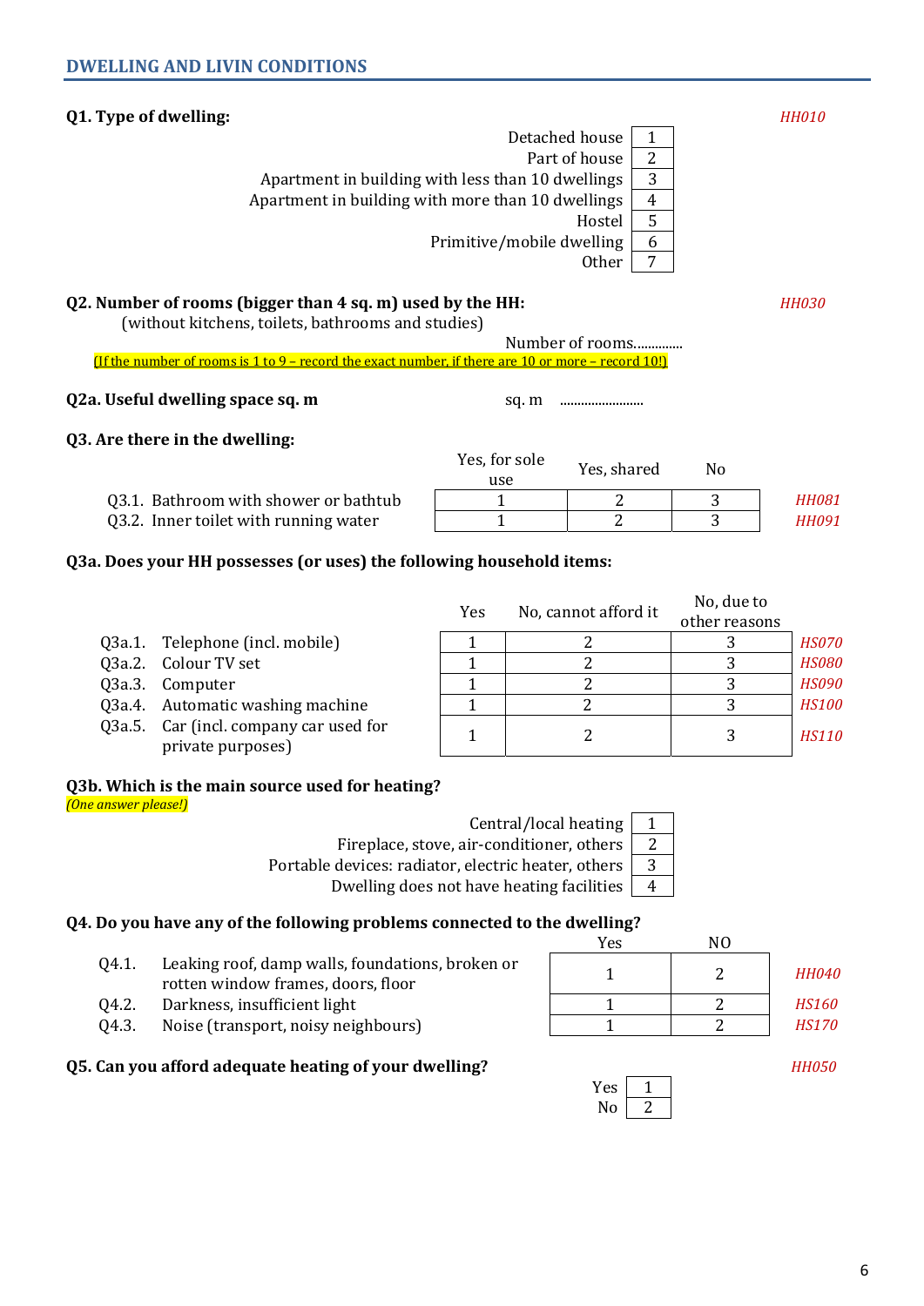## DWELLING AND LIVIN CONDITIONS

**Q1. Type of dwelling:** *HH010*

| Option | Code |
|---|---|
| Detached house | 1 |
| Part of house | 2 |
| Apartment in building with less than 10 dwellings | 3 |
| Apartment in building with more than 10 dwellings | 4 |
| Hostel | 5 |
| Primitive/mobile dwelling | 6 |
| Other | 7 |

**Q2. Number of rooms (bigger than 4 sq. m) used by the HH:** *HH030*

(without kitchens, toilets, bathrooms and studies)

Number of rooms.............

(If the number of rooms is 1 to 9 – record the exact number, if there are 10 or more – record 10!)

**Q2a. Useful dwelling space sq. m** sq. m ........................

**Q3. Are there in the dwelling:**

| | Yes, for sole use | Yes, shared | No | |
|---|---|---|---|---|
| Q3.1. Bathroom with shower or bathtub | 1 | 2 | 3 | *HH081* |
| Q3.2. Inner toilet with running water | 1 | 2 | 3 | *HH091* |

**Q3a. Does your HH possesses (or uses) the following household items:**

| | Yes | No, cannot afford it | No, due to other reasons | |
|---|---|---|---|---|
| Q3a.1. Telephone (incl. mobile) | 1 | 2 | 3 | *HS070* |
| Q3a.2. Colour TV set | 1 | 2 | 3 | *HS080* |
| Q3a.3. Computer | 1 | 2 | 3 | *HS090* |
| Q3a.4. Automatic washing machine | 1 | 2 | 3 | *HS100* |
| Q3a.5. Car (incl. company car used for private purposes) | 1 | 2 | 3 | *HS110* |

**Q3b. Which is the main source used for heating?**

*(One answer please!)*

| Option | Code |
|---|---|
| Central/local heating | 1 |
| Fireplace, stove, air-conditioner, others | 2 |
| Portable devices: radiator, electric heater, others | 3 |
| Dwelling does not have heating facilities | 4 |

**Q4. Do you have any of the following problems connected to the dwelling?**

| | Yes | NO | |
|---|---|---|---|
| Q4.1. Leaking roof, damp walls, foundations, broken or rotten window frames, doors, floor | 1 | 2 | *HH040* |
| Q4.2. Darkness, insufficient light | 1 | 2 | *HS160* |
| Q4.3. Noise (transport, noisy neighbours) | 1 | 2 | *HS170* |

**Q5. Can you afford adequate heating of your dwelling?** *HH050*

| Option | Code |
|---|---|
| Yes | 1 |
| No | 2 |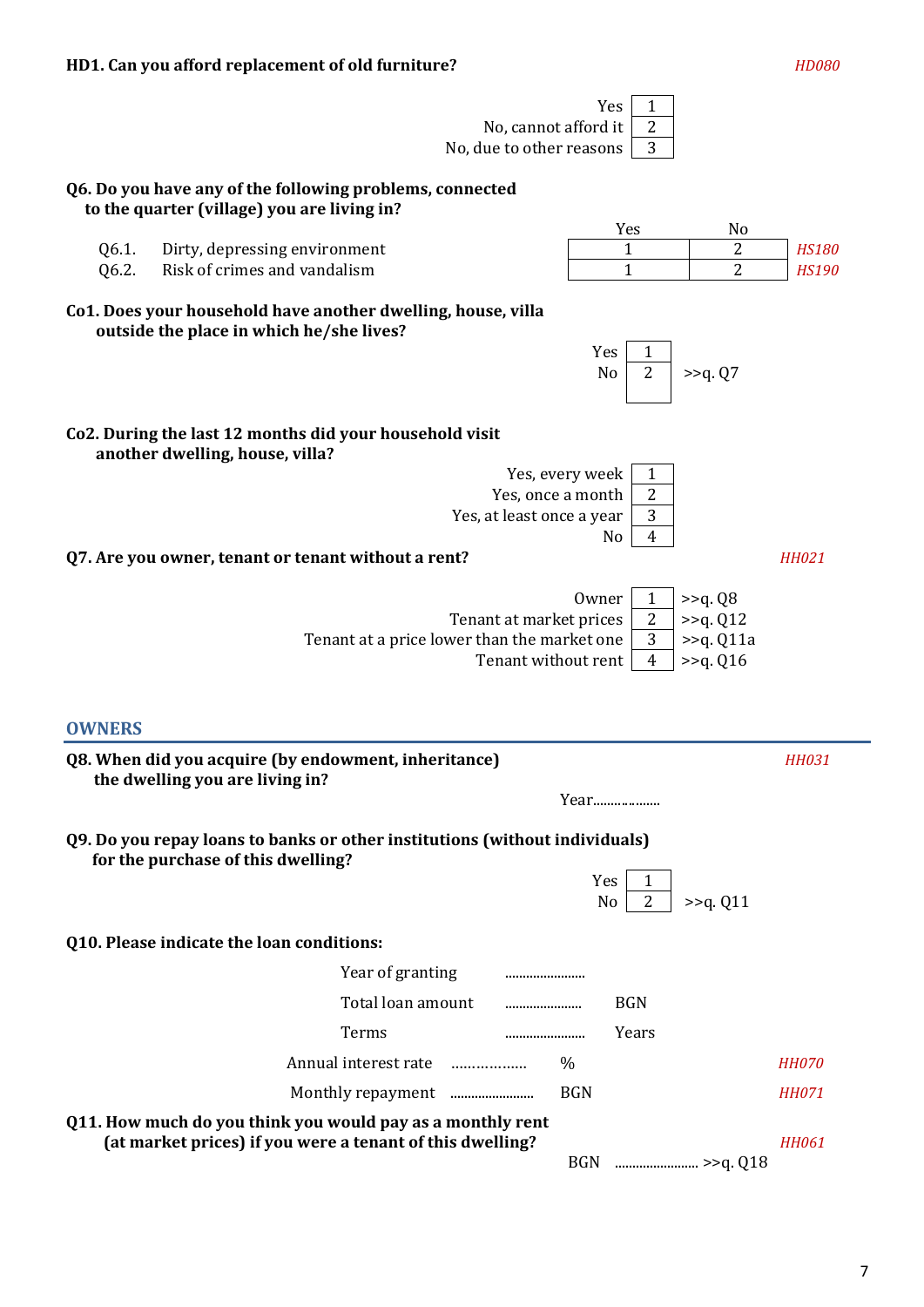**HD1. Can you afford replacement of old furniture?** *HD080*

| | |
|---|---|
| Yes | 1 |
| No, cannot afford it | 2 |
| No, due to other reasons | 3 |

**Q6. Do you have any of the following problems, connected to the quarter (village) you are living in?**

| | | Yes | No | |
|---|---|---|---|---|
| Q6.1. | Dirty, depressing environment | 1 | 2 | *HS180* |
| Q6.2. | Risk of crimes and vandalism | 1 | 2 | *HS190* |

**Co1. Does your household have another dwelling, house, villa outside the place in which he/she lives?**

| | | |
|---|---|---|
| Yes | 1 | |
| No | 2 | >>q. Q7 |

**Co2. During the last 12 months did your household visit another dwelling, house, villa?**

| | |
|---|---|
| Yes, every week | 1 |
| Yes, once a month | 2 |
| Yes, at least once a year | 3 |
| No | 4 |

**Q7. Are you owner, tenant or tenant without a rent?** *HH021*

| | | |
|---|---|---|
| Owner | 1 | >>q. Q8 |
| Tenant at market prices | 2 | >>q. Q12 |
| Tenant at a price lower than the market one | 3 | >>q. Q11a |
| Tenant without rent | 4 | >>q. Q16 |

## OWNERS

**Q8. When did you acquire (by endowment, inheritance) the dwelling you are living in?** *HH031*

Year..................

**Q9. Do you repay loans to banks or other institutions (without individuals) for the purchase of this dwelling?**

| | | |
|---|---|---|
| Yes | 1 | |
| No | 2 | >>q. Q11 |

**Q10. Please indicate the loan conditions:**

| | | | |
|---|---|---|---|
| Year of granting | ...................... | | |
| Total loan amount | ...................... | BGN | |
| Terms | ...................... | Years | |
| Annual interest rate | ................. | % | *HH070* |
| Monthly repayment | ...................... | BGN | *HH071* |

**Q11. How much do you think you would pay as a monthly rent (at market prices) if you were a tenant of this dwelling?** *HH061*

BGN ...................... >>q. Q18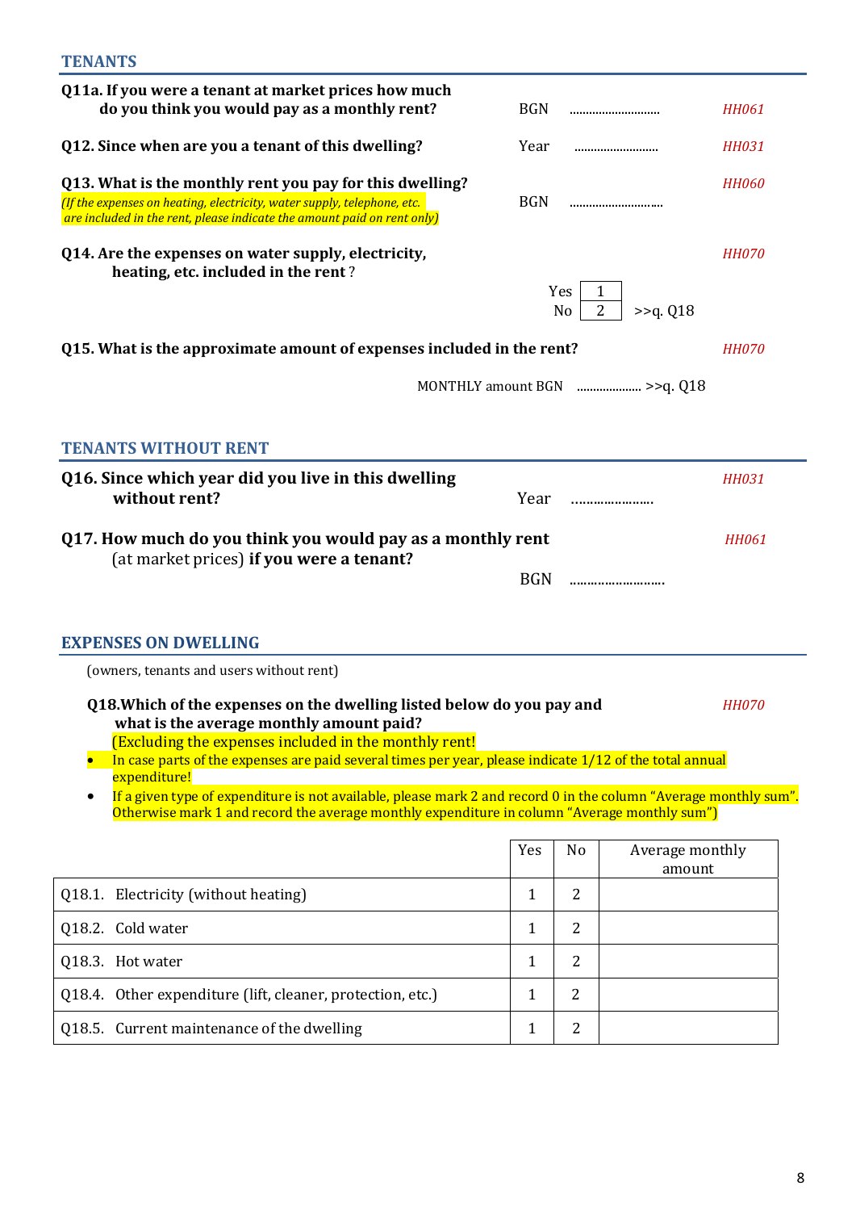## TENANTS

**Q11a. If you were a tenant at market prices how much do you think you would pay as a monthly rent?** BGN .............................. *HH061*

**Q12. Since when are you a tenant of this dwelling?** Year .......................... *HH031*

**Q13. What is the monthly rent you pay for this dwelling?** BGN .............................. *HH060*

*(If the expenses on heating, electricity, water supply, telephone, etc. are included in the rent, please indicate the amount paid on rent only)*

**Q14. Are the expenses on water supply, electricity, heating, etc. included in the rent**? *HH070*

Yes [1]
No [2] >>q. Q18

**Q15. What is the approximate amount of expenses included in the rent?** *HH070*

MONTHLY amount BGN .................... >>q. Q18

## TENANTS WITHOUT RENT

**Q16. Since which year did you live in this dwelling without rent?** Year ........................ *HH031*

**Q17. How much do you think you would pay as a monthly rent** (at market prices) **if you were a tenant?** *HH061*

BGN ............................

## EXPENSES ON DWELLING

(owners, tenants and users without rent)

**Q18.Which of the expenses on the dwelling listed below do you pay and what is the average monthly amount paid?** *HH070*

(Excluding the expenses included in the monthly rent!

- In case parts of the expenses are paid several times per year, please indicate 1/12 of the total annual expenditure!
- If a given type of expenditure is not available, please mark 2 and record 0 in the column "Average monthly sum". Otherwise mark 1 and record the average monthly expenditure in column "Average monthly sum")

| | Yes | No | Average monthly amount |
|---|---|---|---|
| Q18.1. Electricity (without heating) | 1 | 2 | |
| Q18.2. Cold water | 1 | 2 | |
| Q18.3. Hot water | 1 | 2 | |
| Q18.4. Other expenditure (lift, cleaner, protection, etc.) | 1 | 2 | |
| Q18.5. Current maintenance of the dwelling | 1 | 2 | |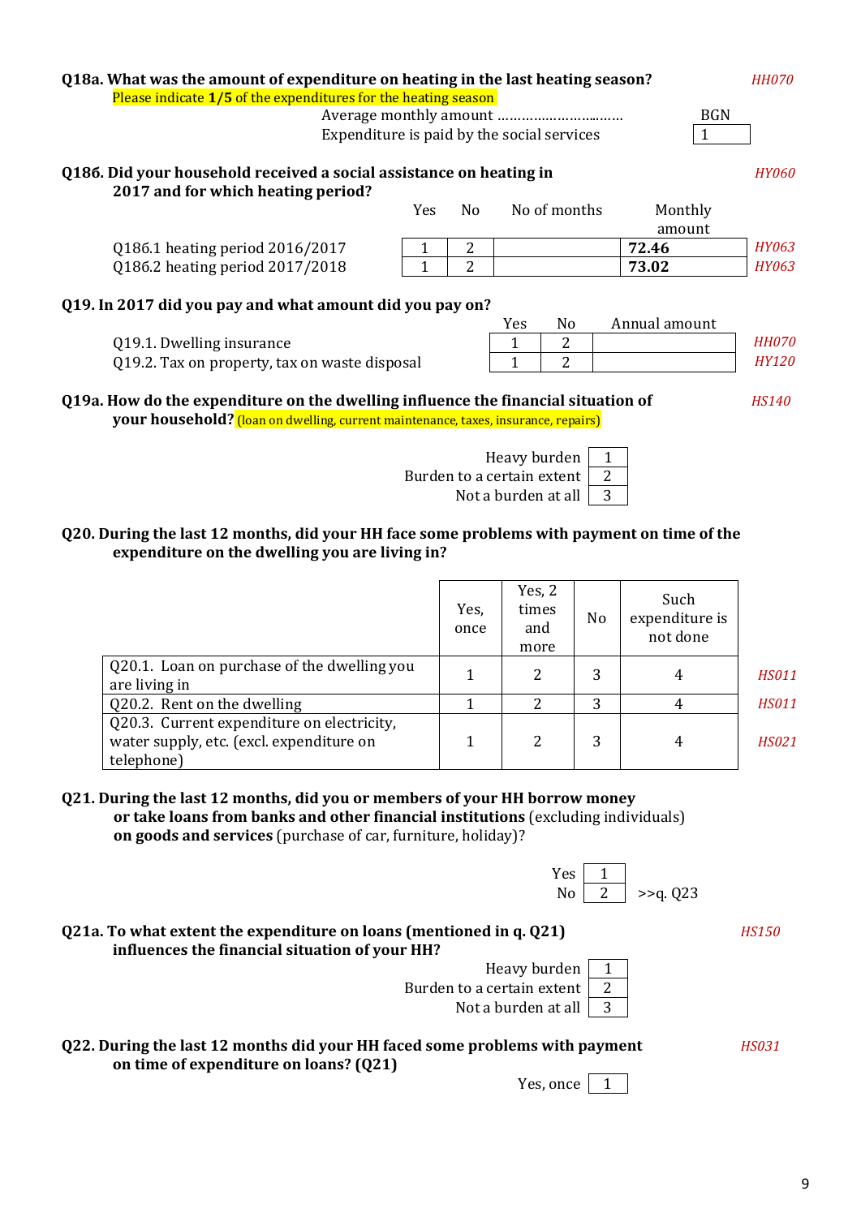**Q18a. What was the amount of expenditure on heating in the last heating season?** *HH070*

Please indicate **1/5** of the expenditures for the heating season

| | BGN |
|---|---|
| Average monthly amount ……………………..…… | |
| Expenditure is paid by the social services | 1 |

**Q18б. Did your household received a social assistance on heating in 2017 and for which heating period?** *HY060*

| | Yes | No | No of months | Monthly amount | |
|---|---|---|---|---|---|
| Q18б.1 heating period 2016/2017 | 1 | 2 | | **72.46** | *HY063* |
| Q18б.2 heating period 2017/2018 | 1 | 2 | | **73.02** | *HY063* |

**Q19. In 2017 did you pay and what amount did you pay on?**

| | Yes | No | Annual amount | |
|---|---|---|---|---|
| Q19.1. Dwelling insurance | 1 | 2 | | *HH070* |
| Q19.2. Tax on property, tax on waste disposal | 1 | 2 | | *HY120* |

**Q19a. How do the expenditure on the dwelling influence the financial situation of your household?** (loan on dwelling, current maintenance, taxes, insurance, repairs) *HS140*

| | |
|---|---|
| Heavy burden | 1 |
| Burden to a certain extent | 2 |
| Not a burden at all | 3 |

**Q20. During the last 12 months, did your HH face some problems with payment on time of the expenditure on the dwelling you are living in?**

| | Yes, once | Yes, 2 times and more | No | Such expenditure is not done | |
|---|---|---|---|---|---|
| Q20.1. Loan on purchase of the dwelling you are living in | 1 | 2 | 3 | 4 | *HS011* |
| Q20.2. Rent on the dwelling | 1 | 2 | 3 | 4 | *HS011* |
| Q20.3. Current expenditure on electricity, water supply, etc. (excl. expenditure on telephone) | 1 | 2 | 3 | 4 | *HS021* |

**Q21. During the last 12 months, did you or members of your HH borrow money or take loans from banks and other financial institutions** (excluding individuals) **on goods and services** (purchase of car, furniture, holiday)?

| | | |
|---|---|---|
| Yes | 1 | |
| No | 2 | >>q. Q23 |

**Q21a. To what extent the expenditure on loans (mentioned in q. Q21) influences the financial situation of your HH?** *HS150*

| | |
|---|---|
| Heavy burden | 1 |
| Burden to a certain extent | 2 |
| Not a burden at all | 3 |

**Q22. During the last 12 months did your HH faced some problems with payment on time of expenditure on loans? (Q21)** *HS031*

| | |
|---|---|
| Yes, once | 1 |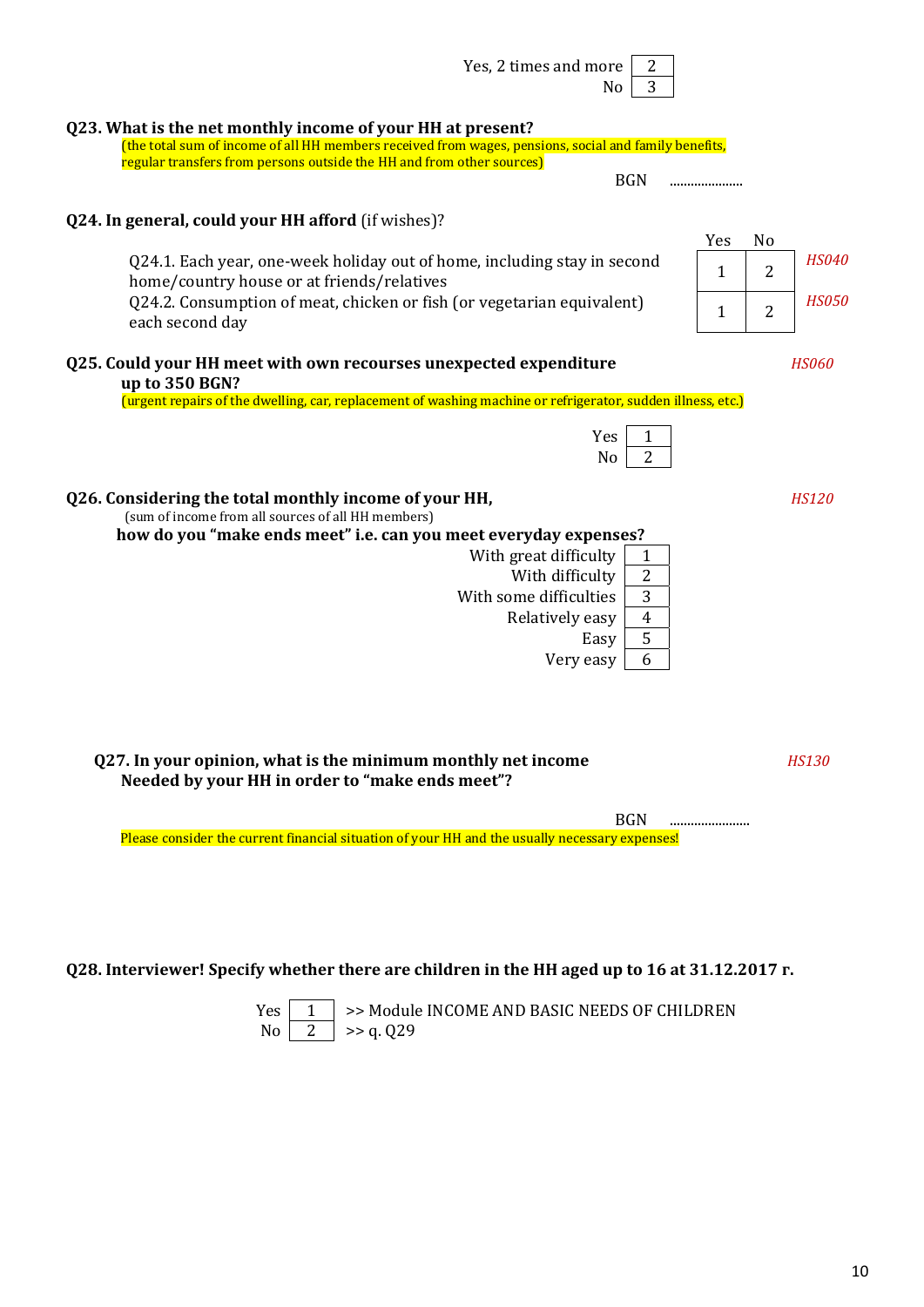| | |
|---|---|
| Yes, 2 times and more | 2 |
| No | 3 |

**Q23. What is the net monthly income of your HH at present?**
(the total sum of income of all HH members received from wages, pensions, social and family benefits, regular transfers from persons outside the HH and from other sources)

BGN .....................

**Q24. In general, could your HH afford** (if wishes)?

| | Yes | No | |
|---|---|---|---|
| Q24.1. Each year, one-week holiday out of home, including stay in second home/country house or at friends/relatives | 1 | 2 | *HS040* |
| Q24.2. Consumption of meat, chicken or fish (or vegetarian equivalent) each second day | 1 | 2 | *HS050* |

**Q25. Could your HH meet with own recourses unexpected expenditure up to 350 BGN?** *HS060*
(urgent repairs of the dwelling, car, replacement of washing machine or refrigerator, sudden illness, etc.)

| | |
|---|---|
| Yes | 1 |
| No | 2 |

**Q26. Considering the total monthly income of your HH,** *HS120*
(sum of income from all sources of all HH members)
**how do you "make ends meet" i.e. can you meet everyday expenses?**

| | |
|---|---|
| With great difficulty | 1 |
| With difficulty | 2 |
| With some difficulties | 3 |
| Relatively easy | 4 |
| Easy | 5 |
| Very easy | 6 |

**Q27. In your opinion, what is the minimum monthly net income Needed by your HH in order to "make ends meet"?** *HS130*

BGN .......................

Please consider the current financial situation of your HH and the usually necessary expenses!

**Q28. Interviewer! Specify whether there are children in the HH aged up to 16 at 31.12.2017 r.**

| | | |
|---|---|---|
| Yes | 1 | >> Module INCOME AND BASIC NEEDS OF CHILDREN |
| No | 2 | >> q. Q29 |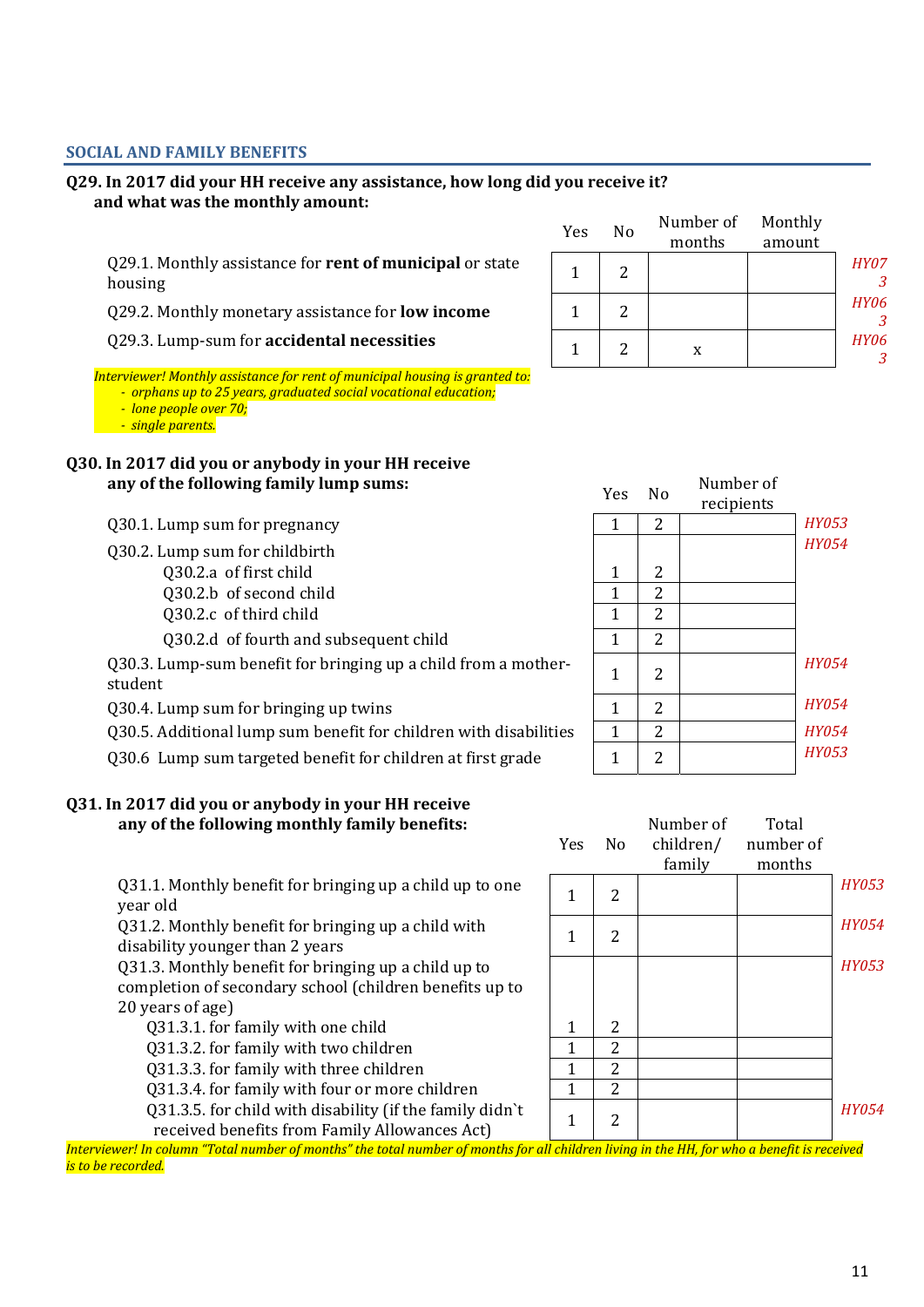## SOCIAL AND FAMILY BENEFITS

**Q29. In 2017 did your HH receive any assistance, how long did you receive it? and what was the monthly amount:**

| | Yes | No | Number of months | Monthly amount | |
|---|---|---|---|---|---|
| Q29.1. Monthly assistance for **rent of municipal** or state housing | 1 | 2 | | | *HY073* |
| Q29.2. Monthly monetary assistance for **low income** | 1 | 2 | | | *HY063* |
| Q29.3. Lump-sum for **accidental necessities** | 1 | 2 | x | | *HY063* |

*Interviewer! Monthly assistance for rent of municipal housing is granted to:*
- *orphans up to 25 years, graduated social vocational education;*
- *lone people over 70;*
- *single parents.*

**Q30. In 2017 did you or anybody in your HH receive any of the following family lump sums:**

| | Yes | No | Number of recipients | |
|---|---|---|---|---|
| Q30.1. Lump sum for pregnancy | 1 | 2 | | *HY053* |
| Q30.2. Lump sum for childbirth | | | | *HY054* |
| Q30.2.a of first child | 1 | 2 | | |
| Q30.2.b of second child | 1 | 2 | | |
| Q30.2.c of third child | 1 | 2 | | |
| Q30.2.d of fourth and subsequent child | 1 | 2 | | |
| Q30.3. Lump-sum benefit for bringing up a child from a mother-student | 1 | 2 | | *HY054* |
| Q30.4. Lump sum for bringing up twins | 1 | 2 | | *HY054* |
| Q30.5. Additional lump sum benefit for children with disabilities | 1 | 2 | | *HY054* |
| Q30.6 Lump sum targeted benefit for children at first grade | 1 | 2 | | *HY053* |

**Q31. In 2017 did you or anybody in your HH receive any of the following monthly family benefits:**

| | Yes | No | Number of children/ family | Total number of months | |
|---|---|---|---|---|---|
| Q31.1. Monthly benefit for bringing up a child up to one year old | 1 | 2 | | | *HY053* |
| Q31.2. Monthly benefit for bringing up a child with disability younger than 2 years | 1 | 2 | | | *HY054* |
| Q31.3. Monthly benefit for bringing up a child up to completion of secondary school (children benefits up to 20 years of age) | | | | | *HY053* |
| Q31.3.1. for family with one child | 1 | 2 | | | |
| Q31.3.2. for family with two children | 1 | 2 | | | |
| Q31.3.3. for family with three children | 1 | 2 | | | |
| Q31.3.4. for family with four or more children | 1 | 2 | | | |
| Q31.3.5. for child with disability (if the family didn`t received benefits from Family Allowances Act) | 1 | 2 | | | *HY054* |

*Interviewer! In column "Total number of months" the total number of months for all children living in the HH, for who a benefit is received is to be recorded.*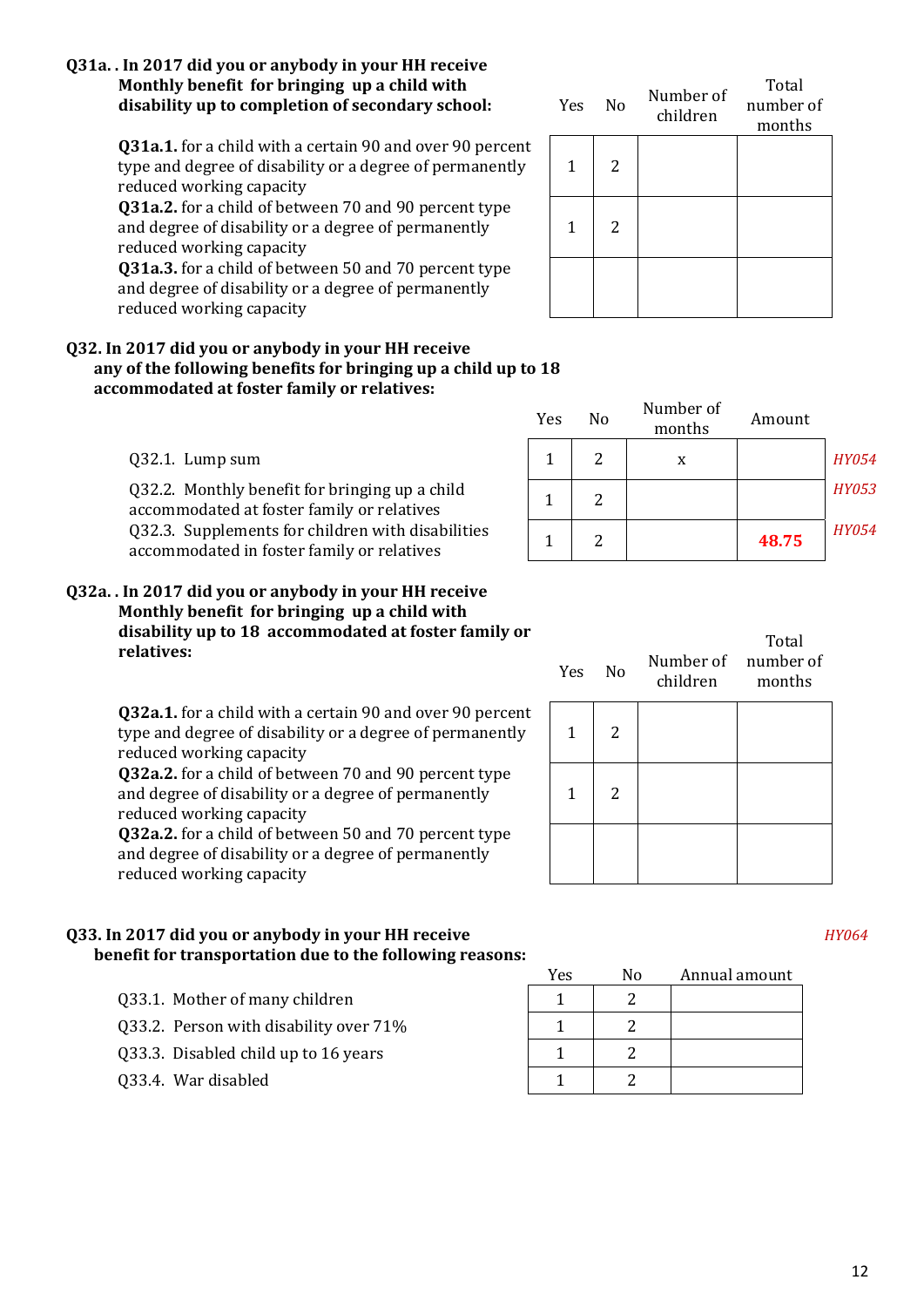**Q31a. . In 2017 did you or anybody in your HH receive Monthly benefit for bringing up a child with disability up to completion of secondary school:**

| | Yes | No | Number of children | Total number of months |
|---|---|---|---|---|
| **Q31a.1.** for a child with a certain 90 and over 90 percent type and degree of disability or a degree of permanently reduced working capacity | 1 | 2 | | |
| **Q31a.2.** for a child of between 70 and 90 percent type and degree of disability or a degree of permanently reduced working capacity | 1 | 2 | | |
| **Q31a.3.** for a child of between 50 and 70 percent type and degree of disability or a degree of permanently reduced working capacity | | | | |

**Q32. In 2017 did you or anybody in your HH receive any of the following benefits for bringing up a child up to 18 accommodated at foster family or relatives:**

| | Yes | No | Number of months | Amount | |
|---|---|---|---|---|---|
| Q32.1. Lump sum | 1 | 2 | x | | *HY054* |
| Q32.2. Monthly benefit for bringing up a child accommodated at foster family or relatives | 1 | 2 | | | *HY053* |
| Q32.3. Supplements for children with disabilities accommodated in foster family or relatives | 1 | 2 | | **48.75** | *HY054* |

**Q32a. . In 2017 did you or anybody in your HH receive Monthly benefit for bringing up a child with disability up to 18 accommodated at foster family or relatives:**

| | Yes | No | Number of children | Total number of months |
|---|---|---|---|---|
| **Q32a.1.** for a child with a certain 90 and over 90 percent type and degree of disability or a degree of permanently reduced working capacity | 1 | 2 | | |
| **Q32a.2.** for a child of between 70 and 90 percent type and degree of disability or a degree of permanently reduced working capacity | 1 | 2 | | |
| **Q32a.2.** for a child of between 50 and 70 percent type and degree of disability or a degree of permanently reduced working capacity | | | | |

**Q33. In 2017 did you or anybody in your HH receive benefit for transportation due to the following reasons:** *HY064*

| | Yes | No | Annual amount |
|---|---|---|---|
| Q33.1. Mother of many children | 1 | 2 | |
| Q33.2. Person with disability over 71% | 1 | 2 | |
| Q33.3. Disabled child up to 16 years | 1 | 2 | |
| Q33.4. War disabled | 1 | 2 | |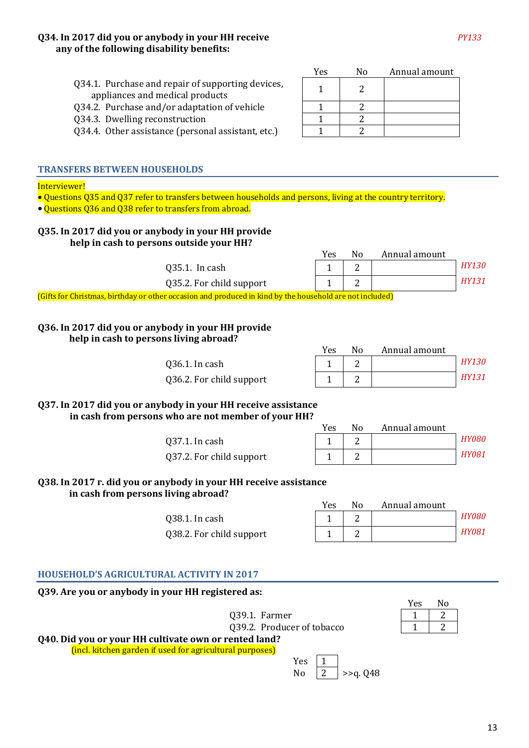**Q34. In 2017 did you or anybody in your HH receive any of the following disability benefits:**

*PY133*

| | Yes | No | Annual amount |
|---|---|---|---|
| Q34.1. Purchase and repair of supporting devices, appliances and medical products | 1 | 2 | |
| Q34.2. Purchase and/or adaptation of vehicle | 1 | 2 | |
| Q34.3. Dwelling reconstruction | 1 | 2 | |
| Q34.4. Other assistance (personal assistant, etc.) | 1 | 2 | |

## TRANSFERS BETWEEN HOUSEHOLDS

Interviewer!

- Questions Q35 and Q37 refer to transfers between households and persons, living at the country territory.
- Questions Q36 and Q38 refer to transfers from abroad.

**Q35. In 2017 did you or anybody in your HH provide help in cash to persons outside your HH?**

| | Yes | No | Annual amount | |
|---|---|---|---|---|
| Q35.1. In cash | 1 | 2 | | *HY130* |
| Q35.2. For child support | 1 | 2 | | *HY131* |

(Gifts for Christmas, birthday or other occasion and produced in kind by the household are not included)

**Q36. In 2017 did you or anybody in your HH provide help in cash to persons living abroad?**

| | Yes | No | Annual amount | |
|---|---|---|---|---|
| Q36.1. In cash | 1 | 2 | | *HY130* |
| Q36.2. For child support | 1 | 2 | | *HY131* |

**Q37. In 2017 did you or anybody in your HH receive assistance in cash from persons who are not member of your HH?**

| | Yes | No | Annual amount | |
|---|---|---|---|---|
| Q37.1. In cash | 1 | 2 | | *HY080* |
| Q37.2. For child support | 1 | 2 | | *HY081* |

**Q38. In 2017 r. did you or anybody in your HH receive assistance in cash from persons living abroad?**

| | Yes | No | Annual amount | |
|---|---|---|---|---|
| Q38.1. In cash | 1 | 2 | | *HY080* |
| Q38.2. For child support | 1 | 2 | | *HY081* |

## HOUSEHOLD'S AGRICULTURAL ACTIVITY IN 2017

**Q39. Are you or anybody in your HH registered as:**

| | Yes | No |
|---|---|---|
| Q39.1. Farmer | 1 | 2 |
| Q39.2. Producer of tobacco | 1 | 2 |

**Q40. Did you or your HH cultivate own or rented land?**

(incl. kitchen garden if used for agricultural purposes)

| | | |
|---|---|---|
| Yes | 1 | |
| No | 2 | >>q. Q48 |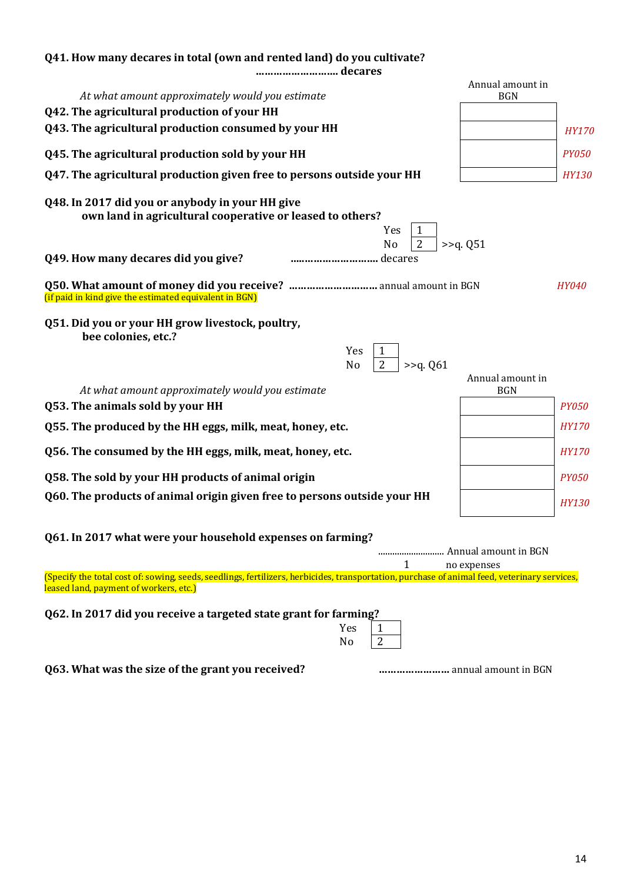**Q41. How many decares in total (own and rented land) do you cultivate?**

**……………………… decares**

| *At what amount approximately would you estimate* | Annual amount in BGN | |
|---|---|---|
| **Q42. The agricultural production of your HH** | | |
| **Q43. The agricultural production consumed by your HH** | | *HY170* |
| **Q45. The agricultural production sold by your HH** | | *PY050* |
| **Q47. The agricultural production given free to persons outside your HH** | | *HY130* |

**Q48. In 2017 did you or anybody in your HH give own land in agricultural cooperative or leased to others?**

Yes 1

No 2 >>q. Q51

**Q49. How many decares did you give?** ………………………… decares

**Q50. What amount of money did you receive?** ………………………… annual amount in BGN *HY040*

(if paid in kind give the estimated equivalent in BGN)

**Q51. Did you or your HH grow livestock, poultry, bee colonies, etc.?**

Yes 1

No 2 >>q. Q61

| *At what amount approximately would you estimate* | Annual amount in BGN | |
|---|---|---|
| **Q53. The animals sold by your HH** | | *PY050* |
| **Q55. The produced by the HH eggs, milk, meat, honey, etc.** | | *HY170* |
| **Q56. The consumed by the HH eggs, milk, meat, honey, etc.** | | *HY170* |
| **Q58. The sold by your HH products of animal origin** | | *PY050* |
| **Q60. The products of animal origin given free to persons outside your HH** | | *HY130* |

**Q61. In 2017 what were your household expenses on farming?**

……………………… Annual amount in BGN

1 no expenses

(Specify the total cost of: sowing, seeds, seedlings, fertilizers, herbicides, transportation, purchase of animal feed, veterinary services, leased land, payment of workers, etc.)

**Q62. In 2017 did you receive a targeted state grant for farming?**

Yes 1

No 2

**Q63. What was the size of the grant you received?** …………………… annual amount in BGN